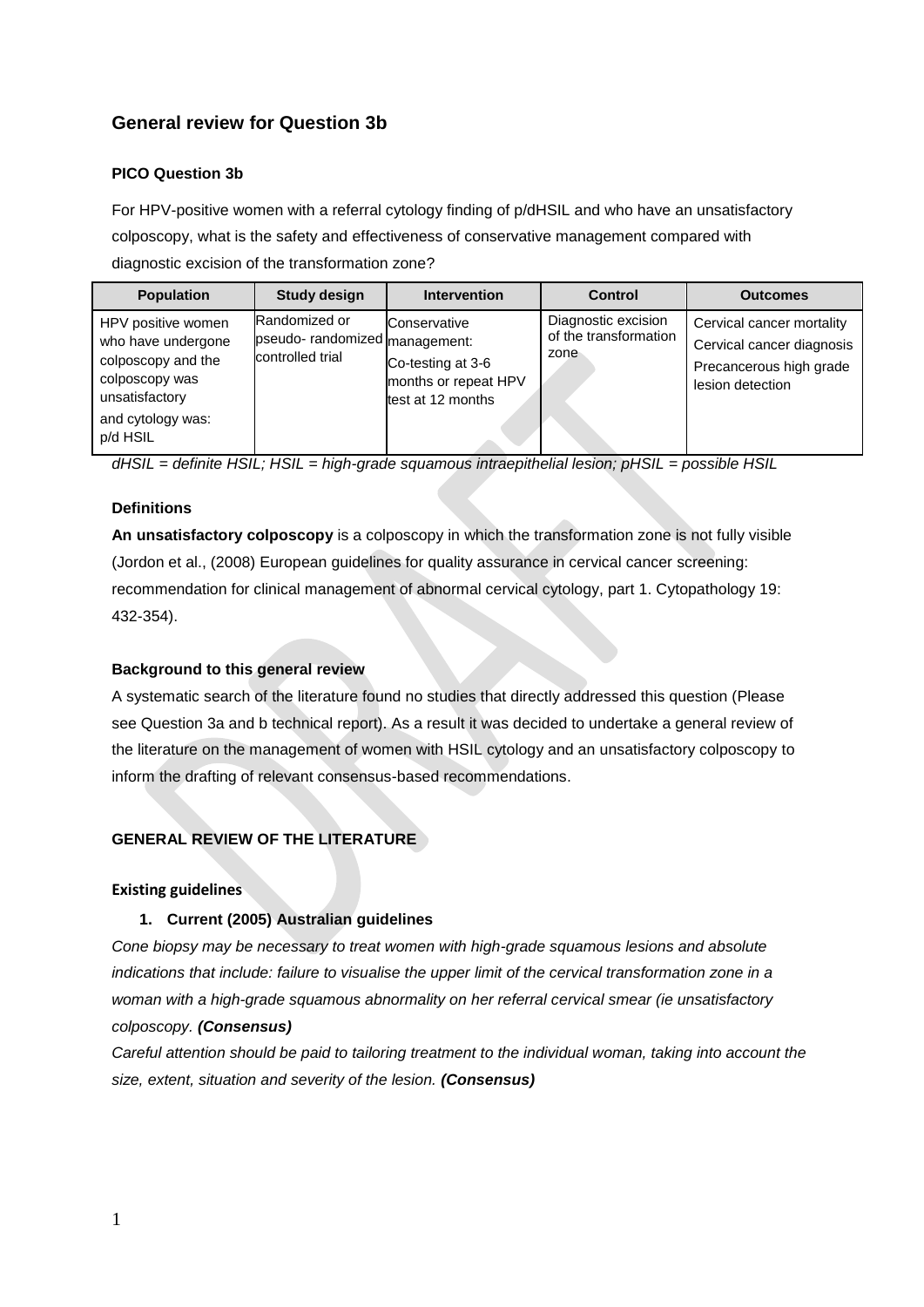## General review for Question 3b

### PICO Question 3b

For HPV-positive women with a referral cytology finding of p/dHSIL and who have an unsatisfactory colposcopy, what is the safety and effectiveness of conservative management compared with diagnostic excision of the transformation zone?

| Population | Study design | Intervention | Control | Outcomes |
|---|---|---|---|---|
| HPV positive women who have undergone colposcopy and the colposcopy was unsatisfactory and cytology was: p/d HSIL | Randomized or pseudo- randomized controlled trial | Conservative management: Co-testing at 3-6 months or repeat HPV test at 12 months | Diagnostic excision of the transformation zone | Cervical cancer mortality<br>Cervical cancer diagnosis<br>Precancerous high grade lesion detection |

*dHSIL = definite HSIL; HSIL = high-grade squamous intraepithelial lesion; pHSIL = possible HSIL*

### Definitions

**An unsatisfactory colposcopy** is a colposcopy in which the transformation zone is not fully visible (Jordon et al., (2008) European guidelines for quality assurance in cervical cancer screening: recommendation for clinical management of abnormal cervical cytology, part 1. Cytopathology 19: 432-354).

### Background to this general review

A systematic search of the literature found no studies that directly addressed this question (Please see Question 3a and b technical report). As a result it was decided to undertake a general review of the literature on the management of women with HSIL cytology and an unsatisfactory colposcopy to inform the drafting of relevant consensus-based recommendations.

### GENERAL REVIEW OF THE LITERATURE

#### Existing guidelines

1. **Current (2005) Australian guidelines**

*Cone biopsy may be necessary to treat women with high-grade squamous lesions and absolute indications that include: failure to visualise the upper limit of the cervical transformation zone in a woman with a high-grade squamous abnormality on her referral cervical smear (ie unsatisfactory colposcopy.* ***(Consensus)***

*Careful attention should be paid to tailoring treatment to the individual woman, taking into account the size, extent, situation and severity of the lesion.* ***(Consensus)***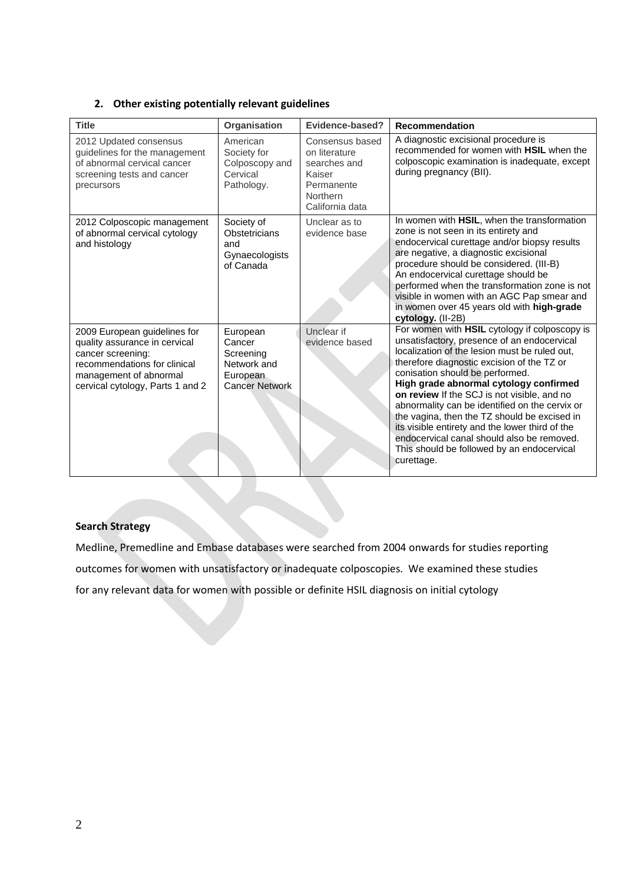## 2. Other existing potentially relevant guidelines

| Title | Organisation | Evidence-based? | Recommendation |
|---|---|---|---|
| 2012 Updated consensus guidelines for the management of abnormal cervical cancer screening tests and cancer precursors | American Society for Colposcopy and Cervical Pathology. | Consensus based on literature searches and Kaiser Permanente Northern California data | A diagnostic excisional procedure is recommended for women with **HSIL** when the colposcopic examination is inadequate, except during pregnancy (BII). |
| 2012 Colposcopic management of abnormal cervical cytology and histology | Society of Obstetricians and Gynaecologists of Canada | Unclear as to evidence base | In women with **HSIL**, when the transformation zone is not seen in its entirety and endocervical curettage and/or biopsy results are negative, a diagnostic excisional procedure should be considered. (III-B) An endocervical curettage should be performed when the transformation zone is not visible in women with an AGC Pap smear and in women over 45 years old with **high-grade cytology.** (II-2B) |
| 2009 European guidelines for quality assurance in cervical cancer screening: recommendations for clinical management of abnormal cervical cytology, Parts 1 and 2 | European Cancer Screening Network and European Cancer Network | Unclear if evidence based | For women with **HSIL** cytology if colposcopy is unsatisfactory, presence of an endocervical localization of the lesion must be ruled out, therefore diagnostic excision of the TZ or conisation should be performed. **High grade abnormal cytology confirmed on review** If the SCJ is not visible, and no abnormality can be identified on the cervix or the vagina, then the TZ should be excised in its visible entirety and the lower third of the endocervical canal should also be removed. This should be followed by an endocervical curettage. |

**Search Strategy**

Medline, Premedline and Embase databases were searched from 2004 onwards for studies reporting outcomes for women with unsatisfactory or inadequate colposcopies. We examined these studies for any relevant data for women with possible or definite HSIL diagnosis on initial cytology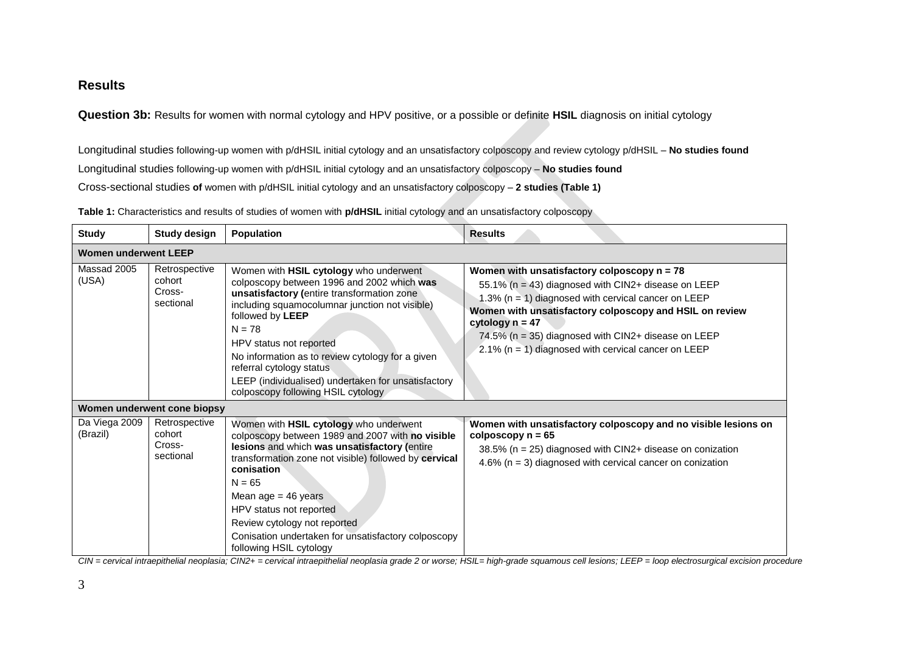## Results

**Question 3b:** Results for women with normal cytology and HPV positive, or a possible or definite **HSIL** diagnosis on initial cytology

Longitudinal studies following-up women with p/dHSIL initial cytology and an unsatisfactory colposcopy and review cytology p/dHSIL – **No studies found**

Longitudinal studies following-up women with p/dHSIL initial cytology and an unsatisfactory colposcopy – **No studies found**

Cross-sectional studies **of** women with p/dHSIL initial cytology and an unsatisfactory colposcopy – **2 studies (Table 1)**

**Table 1:** Characteristics and results of studies of women with **p/dHSIL** initial cytology and an unsatisfactory colposcopy

| Study | Study design | Population | Results |
|---|---|---|---|
| **Women underwent LEEP** | | | |
| Massad 2005 (USA) | Retrospective cohort Cross-sectional | Women with **HSIL cytology** who underwent colposcopy between 1996 and 2002 which **was unsatisfactory (**entire transformation zone including squamocolumnar junction not visible) followed by **LEEP**<br>N = 78<br>HPV status not reported<br>No information as to review cytology for a given referral cytology status<br>LEEP (individualised) undertaken for unsatisfactory colposcopy following HSIL cytology | **Women with unsatisfactory colposcopy n = 78**<br>55.1% (n = 43) diagnosed with CIN2+ disease on LEEP<br>1.3% (n = 1) diagnosed with cervical cancer on LEEP<br>**Women with unsatisfactory colposcopy and HSIL on review cytology n = 47**<br>74.5% (n = 35) diagnosed with CIN2+ disease on LEEP<br>2.1% (n = 1) diagnosed with cervical cancer on LEEP |
| **Women underwent cone biopsy** | | | |
| Da Viega 2009 (Brazil) | Retrospective cohort Cross-sectional | Women with **HSIL cytology** who underwent colposcopy between 1989 and 2007 with **no visible lesions** and which **was unsatisfactory (**entire transformation zone not visible) followed by **cervical conisation**<br>N = 65<br>Mean age = 46 years<br>HPV status not reported<br>Review cytology not reported<br>Conisation undertaken for unsatisfactory colposcopy following HSIL cytology | **Women with unsatisfactory colposcopy and no visible lesions on colposcopy n = 65**<br>38.5% (n = 25) diagnosed with CIN2+ disease on conization<br>4.6% (n = 3) diagnosed with cervical cancer on conization |

*CIN = cervical intraepithelial neoplasia; CIN2+ = cervical intraepithelial neoplasia grade 2 or worse; HSIL= high-grade squamous cell lesions; LEEP = loop electrosurgical excision procedure*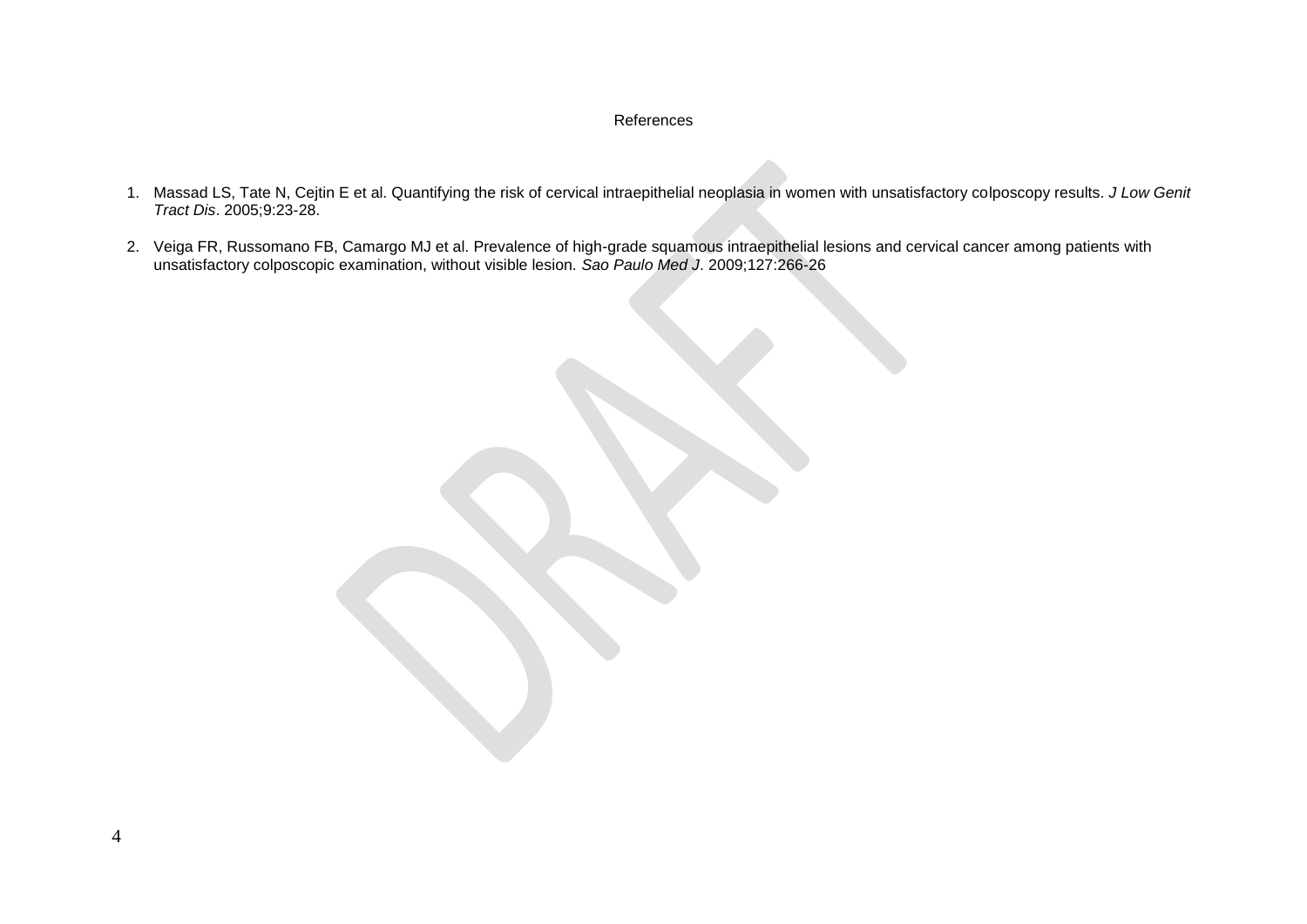# References

1. Massad LS, Tate N, Cejtin E et al. Quantifying the risk of cervical intraepithelial neoplasia in women with unsatisfactory colposcopy results. *J Low Genit Tract Dis*. 2005;9:23-28.

2. Veiga FR, Russomano FB, Camargo MJ et al. Prevalence of high-grade squamous intraepithelial lesions and cervical cancer among patients with unsatisfactory colposcopic examination, without visible lesion. *Sao Paulo Med J*. 2009;127:266-26